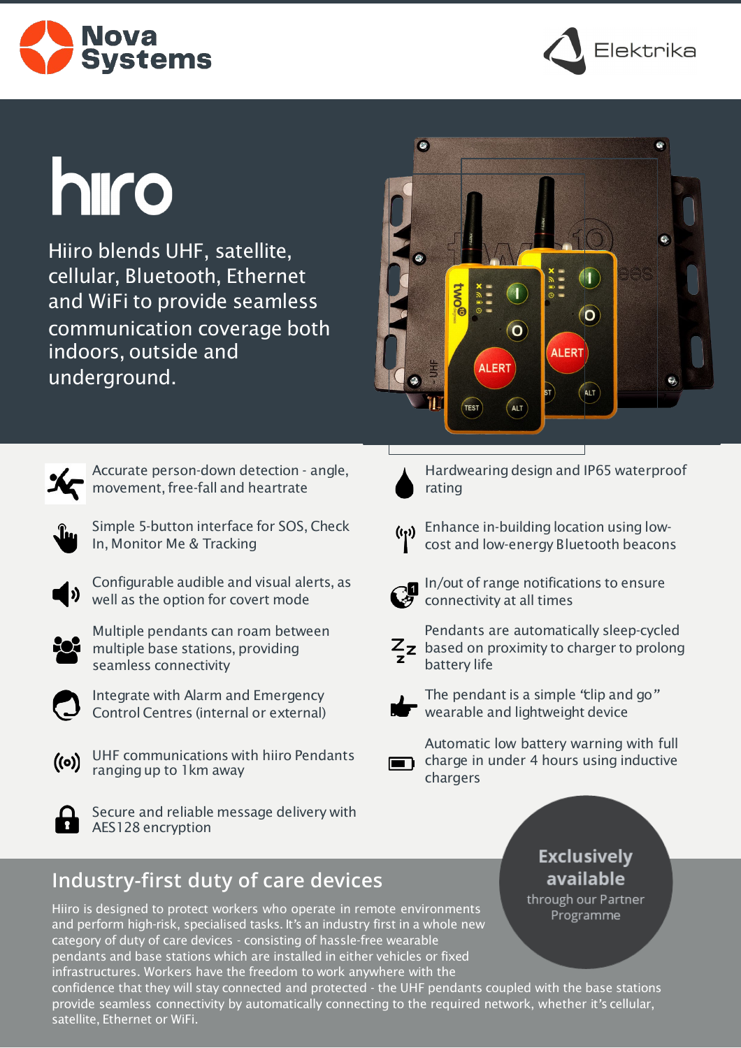Nova Systems

Elektrika

# hiiro

Hiiro blends UHF, satellite, cellular, Bluetooth, Ethernet and WiFi to provide seamless communication coverage both indoors, outside and underground.

- Accurate person-down detection - angle, movement, free-fall and heartrate
- Simple 5-button interface for SOS, Check In, Monitor Me & Tracking
- Configurable audible and visual alerts, as well as the option for covert mode
- Multiple pendants can roam between multiple base stations, providing seamless connectivity
- Integrate with Alarm and Emergency Control Centres (internal or external)
- UHF communications with hiiro Pendants ranging up to 1km away
- Secure and reliable message delivery with AES128 encryption
- Hardwearing design and IP65 waterproof rating
- Enhance in-building location using low-cost and low-energy Bluetooth beacons
- In/out of range notifications to ensure connectivity at all times
- Pendants are automatically sleep-cycled based on proximity to charger to prolong battery life
- The pendant is a simple "clip and go" wearable and lightweight device
- Automatic low battery warning with full charge in under 4 hours using inductive chargers

## Industry-first duty of care devices

Hiiro is designed to protect workers who operate in remote environments and perform high-risk, specialised tasks. It's an industry first in a whole new category of duty of care devices - consisting of hassle-free wearable pendants and base stations which are installed in either vehicles or fixed infrastructures. Workers have the freedom to work anywhere with the confidence that they will stay connected and protected - the UHF pendants coupled with the base stations provide seamless connectivity by automatically connecting to the required network, whether it's cellular, satellite, Ethernet or WiFi.

**Exclusively available** through our Partner Programme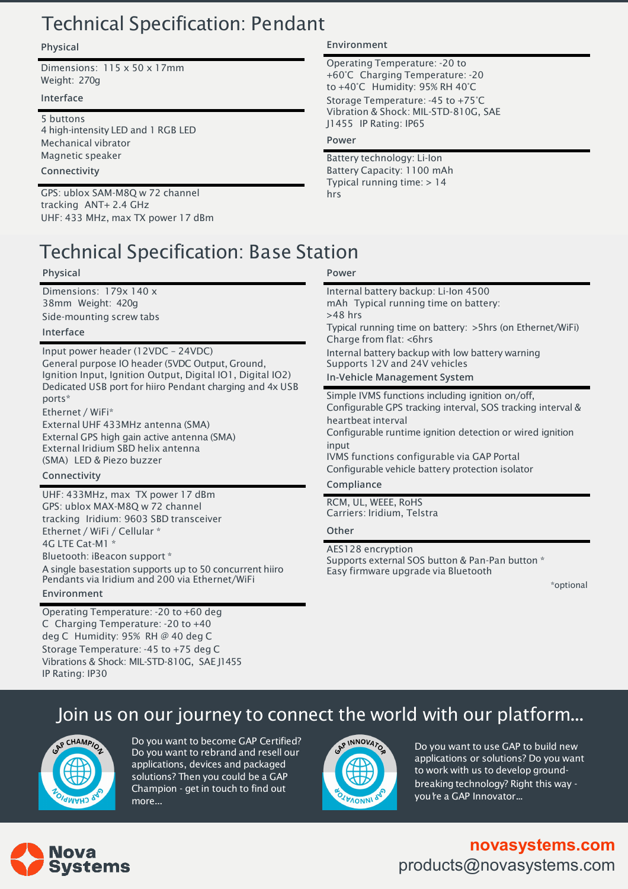# Technical Specification: Pendant

### Physical

Dimensions: 115 x 50 x 17mm
Weight: 270g

### Interface

5 buttons
4 high-intensity LED and 1 RGB LED
Mechanical vibrator
Magnetic speaker

### Connectivity

GPS: ublox SAM-M8Q w 72 channel tracking ANT+ 2.4 GHz
UHF: 433 MHz, max TX power 17 dBm

### Environment

Operating Temperature: -20 to +60˚C Charging Temperature: -20 to +40˚C Humidity: 95% RH 40˚C
Storage Temperature: -45 to +75˚C
Vibration & Shock: MIL-STD-810G, SAE J1455 IP Rating: IP65

### Power

Battery technology: Li-Ion
Battery Capacity: 1100 mAh
Typical running time: > 14 hrs

# Technical Specification: Base Station

### Physical

Dimensions: 179x 140 x 38mm Weight: 420g
Side-mounting screw tabs

### Interface

Input power header (12VDC – 24VDC)
General purpose IO header (5VDC Output, Ground, Ignition Input, Ignition Output, Digital IO1, Digital IO2)
Dedicated USB port for hiiro Pendant charging and 4x USB ports*
Ethernet / WiFi*
External UHF 433MHz antenna (SMA)
External GPS high gain active antenna (SMA)
External Iridium SBD helix antenna (SMA) LED & Piezo buzzer

### Connectivity

UHF: 433MHz, max TX power 17 dBm
GPS: ublox MAX-M8Q w 72 channel tracking Iridium: 9603 SBD transceiver
Ethernet / WiFi / Cellular *
4G LTE Cat-M1 *
Bluetooth: iBeacon support *
A single basestation supports up to 50 concurrent hiiro Pendants via Iridium and 200 via Ethernet/WiFi

### Environment

Operating Temperature: -20 to +60 deg C Charging Temperature: -20 to +40 deg C Humidity: 95% RH @ 40 deg C
Storage Temperature: -45 to +75 deg C
Vibrations & Shock: MIL-STD-810G, SAE J1455
IP Rating: IP30

### Power

Internal battery backup: Li-Ion 4500 mAh Typical running time on battery: >48 hrs
Typical running time on battery: >5hrs (on Ethernet/WiFi)
Charge from flat: <6hrs
Internal battery backup with low battery warning
Supports 12V and 24V vehicles

### In-Vehicle Management System

Simple IVMS functions including ignition on/off, Configurable GPS tracking interval, SOS tracking interval & heartbeat interval
Configurable runtime ignition detection or wired ignition input
IVMS functions configurable via GAP Portal
Configurable vehicle battery protection isolator

### Compliance

RCM, UL, WEEE, RoHS
Carriers: Iridium, Telstra

### Other

AES128 encryption
Supports external SOS button & Pan-Pan button *
Easy firmware upgrade via Bluetooth

*optional

## Join us on our journey to connect the world with our platform...

GAP CHAMPION

Do you want to become GAP Certified? Do you want to rebrand and resell our applications, devices and packaged solutions? Then you could be a GAP Champion - get in touch to find out more...

GAP INNOVATOR

Do you want to use GAP to build new applications or solutions? Do you want to work with us to develop ground-breaking technology? Right this way - you're a GAP Innovator...

Nova Systems

novasystems.com
products@novasystems.com